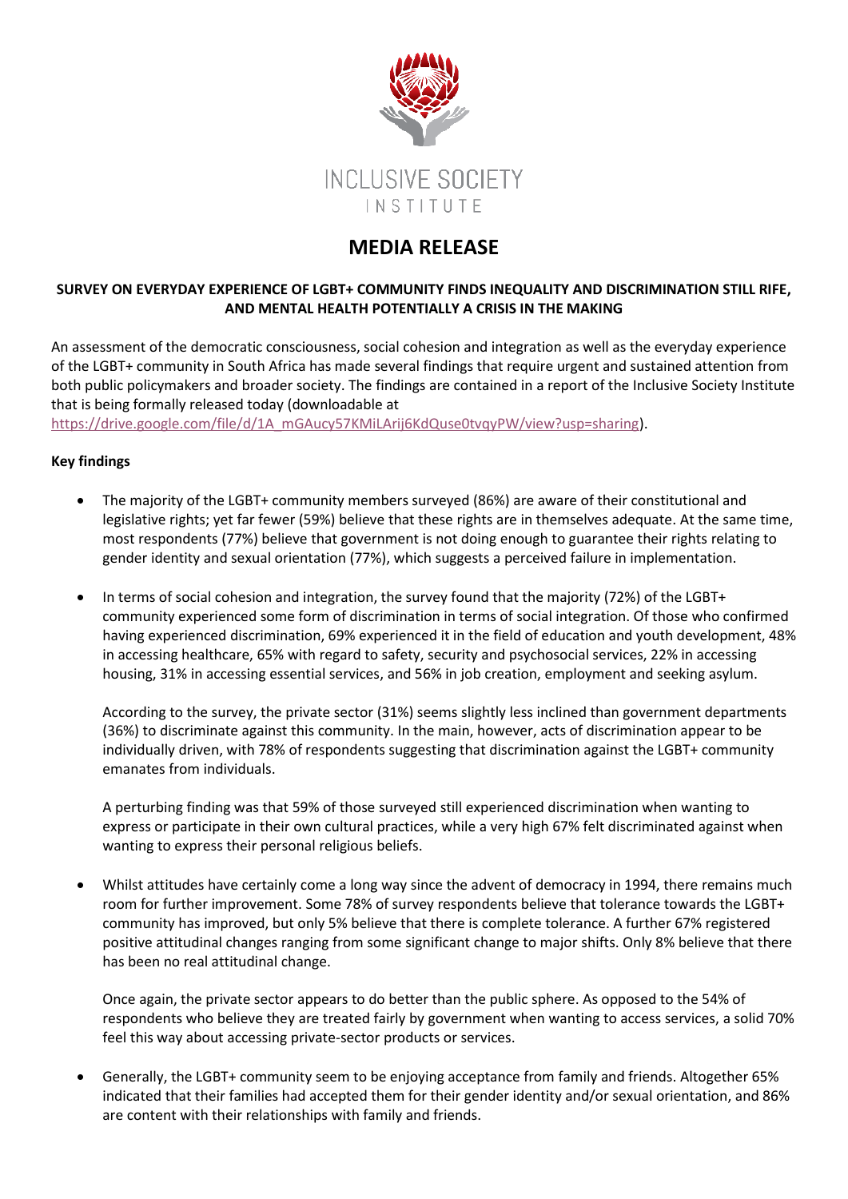INCLUSIVE SOCIETY INSTITUTE

# MEDIA RELEASE

**SURVEY ON EVERYDAY EXPERIENCE OF LGBT+ COMMUNITY FINDS INEQUALITY AND DISCRIMINATION STILL RIFE, AND MENTAL HEALTH POTENTIALLY A CRISIS IN THE MAKING**

An assessment of the democratic consciousness, social cohesion and integration as well as the everyday experience of the LGBT+ community in South Africa has made several findings that require urgent and sustained attention from both public policymakers and broader society. The findings are contained in a report of the Inclusive Society Institute that is being formally released today (downloadable at https://drive.google.com/file/d/1A_mGAucy57KMiLArij6KdQuse0tvqyPW/view?usp=sharing).

**Key findings**

- The majority of the LGBT+ community members surveyed (86%) are aware of their constitutional and legislative rights; yet far fewer (59%) believe that these rights are in themselves adequate. At the same time, most respondents (77%) believe that government is not doing enough to guarantee their rights relating to gender identity and sexual orientation (77%), which suggests a perceived failure in implementation.

- In terms of social cohesion and integration, the survey found that the majority (72%) of the LGBT+ community experienced some form of discrimination in terms of social integration. Of those who confirmed having experienced discrimination, 69% experienced it in the field of education and youth development, 48% in accessing healthcare, 65% with regard to safety, security and psychosocial services, 22% in accessing housing, 31% in accessing essential services, and 56% in job creation, employment and seeking asylum.

  According to the survey, the private sector (31%) seems slightly less inclined than government departments (36%) to discriminate against this community. In the main, however, acts of discrimination appear to be individually driven, with 78% of respondents suggesting that discrimination against the LGBT+ community emanates from individuals.

  A perturbing finding was that 59% of those surveyed still experienced discrimination when wanting to express or participate in their own cultural practices, while a very high 67% felt discriminated against when wanting to express their personal religious beliefs.

- Whilst attitudes have certainly come a long way since the advent of democracy in 1994, there remains much room for further improvement. Some 78% of survey respondents believe that tolerance towards the LGBT+ community has improved, but only 5% believe that there is complete tolerance. A further 67% registered positive attitudinal changes ranging from some significant change to major shifts. Only 8% believe that there has been no real attitudinal change.

  Once again, the private sector appears to do better than the public sphere. As opposed to the 54% of respondents who believe they are treated fairly by government when wanting to access services, a solid 70% feel this way about accessing private-sector products or services.

- Generally, the LGBT+ community seem to be enjoying acceptance from family and friends. Altogether 65% indicated that their families had accepted them for their gender identity and/or sexual orientation, and 86% are content with their relationships with family and friends.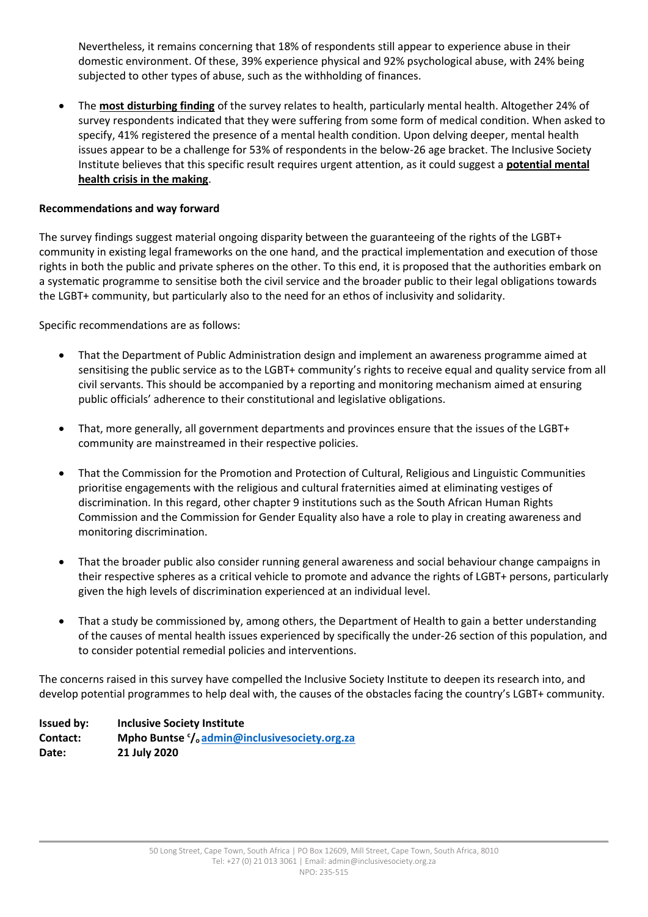Nevertheless, it remains concerning that 18% of respondents still appear to experience abuse in their domestic environment. Of these, 39% experience physical and 92% psychological abuse, with 24% being subjected to other types of abuse, such as the withholding of finances.

- The **most disturbing finding** of the survey relates to health, particularly mental health. Altogether 24% of survey respondents indicated that they were suffering from some form of medical condition. When asked to specify, 41% registered the presence of a mental health condition. Upon delving deeper, mental health issues appear to be a challenge for 53% of respondents in the below-26 age bracket. The Inclusive Society Institute believes that this specific result requires urgent attention, as it could suggest a **potential mental health crisis in the making**.

**Recommendations and way forward**

The survey findings suggest material ongoing disparity between the guaranteeing of the rights of the LGBT+ community in existing legal frameworks on the one hand, and the practical implementation and execution of those rights in both the public and private spheres on the other. To this end, it is proposed that the authorities embark on a systematic programme to sensitise both the civil service and the broader public to their legal obligations towards the LGBT+ community, but particularly also to the need for an ethos of inclusivity and solidarity.

Specific recommendations are as follows:

- That the Department of Public Administration design and implement an awareness programme aimed at sensitising the public service as to the LGBT+ community's rights to receive equal and quality service from all civil servants. This should be accompanied by a reporting and monitoring mechanism aimed at ensuring public officials' adherence to their constitutional and legislative obligations.
- That, more generally, all government departments and provinces ensure that the issues of the LGBT+ community are mainstreamed in their respective policies.
- That the Commission for the Promotion and Protection of Cultural, Religious and Linguistic Communities prioritise engagements with the religious and cultural fraternities aimed at eliminating vestiges of discrimination. In this regard, other chapter 9 institutions such as the South African Human Rights Commission and the Commission for Gender Equality also have a role to play in creating awareness and monitoring discrimination.
- That the broader public also consider running general awareness and social behaviour change campaigns in their respective spheres as a critical vehicle to promote and advance the rights of LGBT+ persons, particularly given the high levels of discrimination experienced at an individual level.
- That a study be commissioned by, among others, the Department of Health to gain a better understanding of the causes of mental health issues experienced by specifically the under-26 section of this population, and to consider potential remedial policies and interventions.

The concerns raised in this survey have compelled the Inclusive Society Institute to deepen its research into, and develop potential programmes to help deal with, the causes of the obstacles facing the country's LGBT+ community.

**Issued by:** **Inclusive Society Institute**
**Contact:** **Mpho Buntse c/o admin@inclusivesociety.org.za**
**Date:** **21 July 2020**